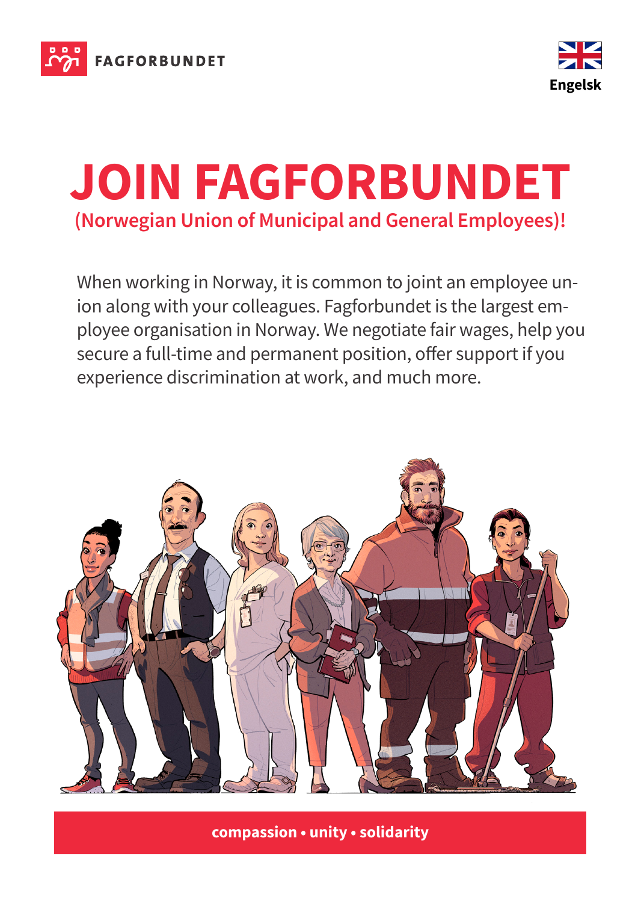FAGFORBUNDET

Engelsk

# JOIN FAGFORBUNDET

## (Norwegian Union of Municipal and General Employees)!

When working in Norway, it is common to joint an employee union along with your colleagues. Fagforbundet is the largest employee organisation in Norway. We negotiate fair wages, help you secure a full-time and permanent position, offer support if you experience discrimination at work, and much more.

**compassion • unity • solidarity**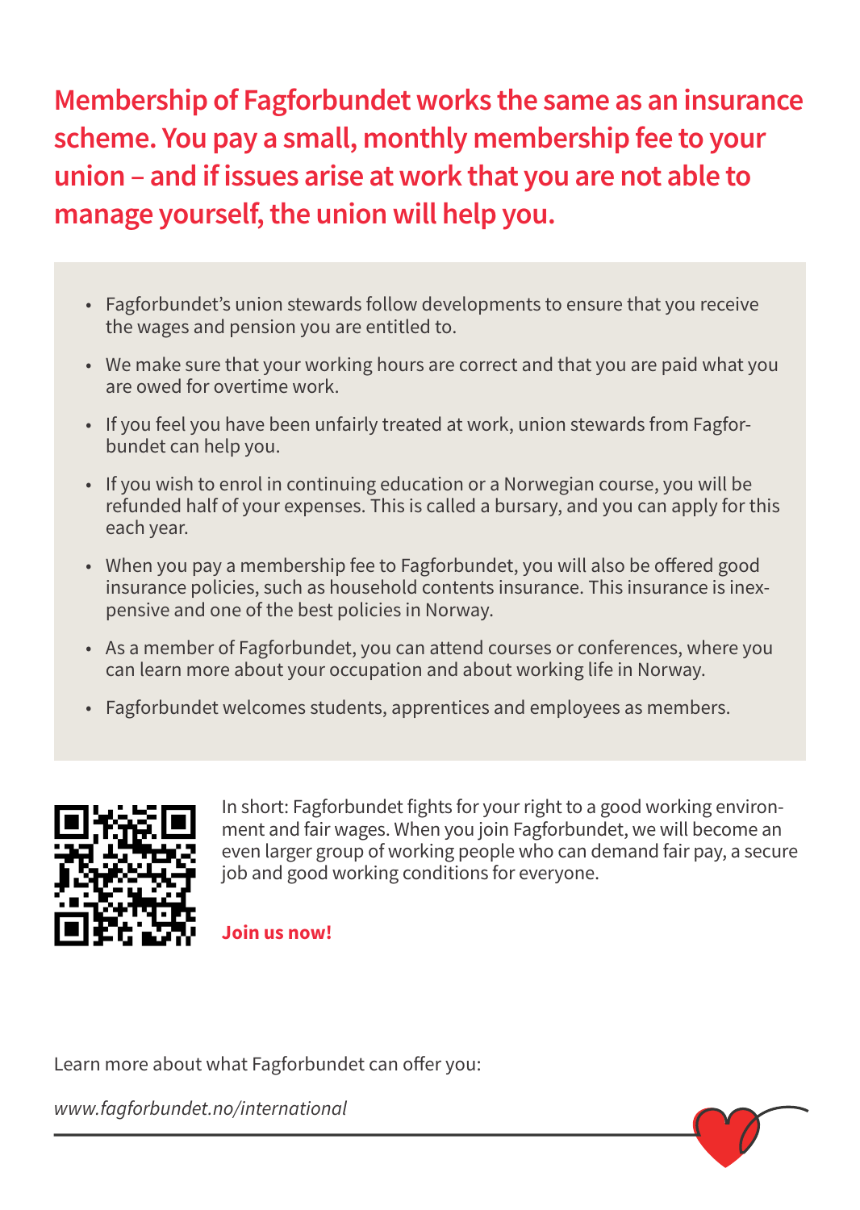**Membership of Fagforbundet works the same as an insurance scheme. You pay a small, monthly membership fee to your union – and if issues arise at work that you are not able to manage yourself, the union will help you.**

- Fagforbundet's union stewards follow developments to ensure that you receive the wages and pension you are entitled to.
- We make sure that your working hours are correct and that you are paid what you are owed for overtime work.
- If you feel you have been unfairly treated at work, union stewards from Fagforbundet can help you.
- If you wish to enrol in continuing education or a Norwegian course, you will be refunded half of your expenses. This is called a bursary, and you can apply for this each year.
- When you pay a membership fee to Fagforbundet, you will also be offered good insurance policies, such as household contents insurance. This insurance is inexpensive and one of the best policies in Norway.
- As a member of Fagforbundet, you can attend courses or conferences, where you can learn more about your occupation and about working life in Norway.
- Fagforbundet welcomes students, apprentices and employees as members.

In short: Fagforbundet fights for your right to a good working environment and fair wages. When you join Fagforbundet, we will become an even larger group of working people who can demand fair pay, a secure job and good working conditions for everyone.

**Join us now!**

Learn more about what Fagforbundet can offer you:

*www.fagforbundet.no/international*